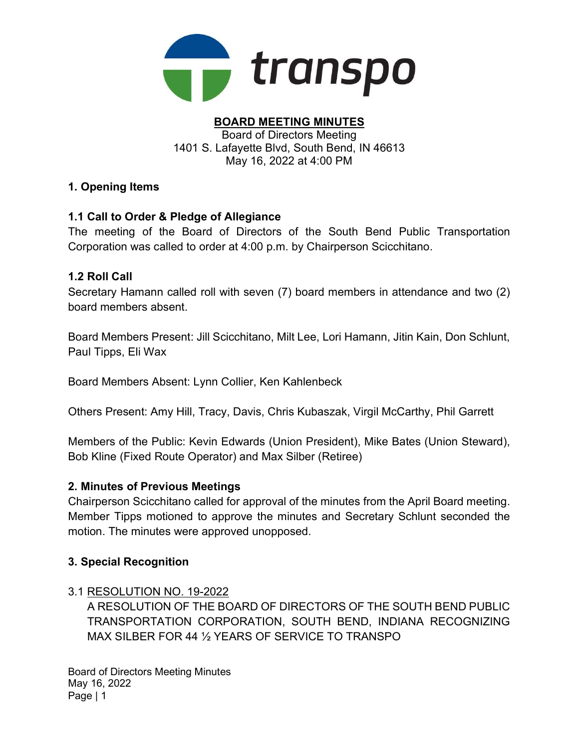transpo

# BOARD MEETING MINUTES

Board of Directors Meeting
1401 S. Lafayette Blvd, South Bend, IN 46613
May 16, 2022 at 4:00 PM

## 1. Opening Items

### 1.1 Call to Order & Pledge of Allegiance

The meeting of the Board of Directors of the South Bend Public Transportation Corporation was called to order at 4:00 p.m. by Chairperson Scicchitano.

### 1.2 Roll Call

Secretary Hamann called roll with seven (7) board members in attendance and two (2) board members absent.

Board Members Present: Jill Scicchitano, Milt Lee, Lori Hamann, Jitin Kain, Don Schlunt, Paul Tipps, Eli Wax

Board Members Absent: Lynn Collier, Ken Kahlenbeck

Others Present: Amy Hill, Tracy, Davis, Chris Kubaszak, Virgil McCarthy, Phil Garrett

Members of the Public: Kevin Edwards (Union President), Mike Bates (Union Steward), Bob Kline (Fixed Route Operator) and Max Silber (Retiree)

## 2. Minutes of Previous Meetings

Chairperson Scicchitano called for approval of the minutes from the April Board meeting. Member Tipps motioned to approve the minutes and Secretary Schlunt seconded the motion. The minutes were approved unopposed.

## 3. Special Recognition

3.1 RESOLUTION NO. 19-2022

A RESOLUTION OF THE BOARD OF DIRECTORS OF THE SOUTH BEND PUBLIC TRANSPORTATION CORPORATION, SOUTH BEND, INDIANA RECOGNIZING MAX SILBER FOR 44 ½ YEARS OF SERVICE TO TRANSPO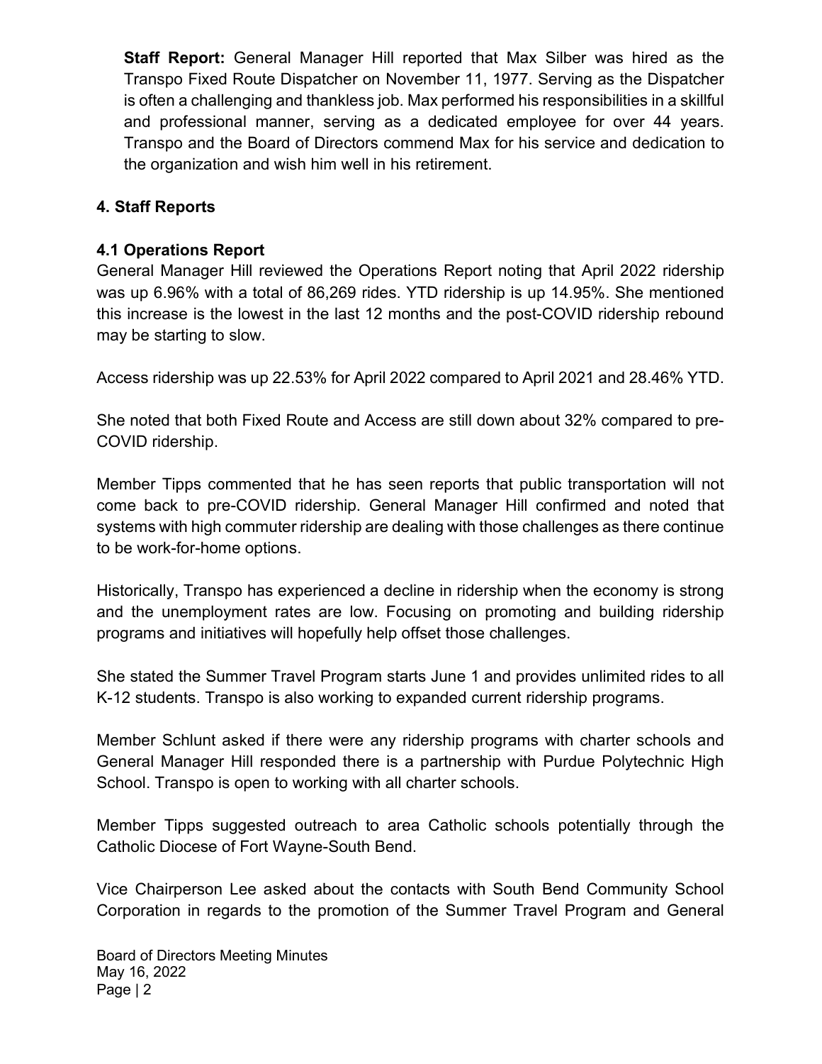**Staff Report:** General Manager Hill reported that Max Silber was hired as the Transpo Fixed Route Dispatcher on November 11, 1977. Serving as the Dispatcher is often a challenging and thankless job. Max performed his responsibilities in a skillful and professional manner, serving as a dedicated employee for over 44 years. Transpo and the Board of Directors commend Max for his service and dedication to the organization and wish him well in his retirement.

## 4. Staff Reports

### 4.1 Operations Report

General Manager Hill reviewed the Operations Report noting that April 2022 ridership was up 6.96% with a total of 86,269 rides. YTD ridership is up 14.95%. She mentioned this increase is the lowest in the last 12 months and the post-COVID ridership rebound may be starting to slow.

Access ridership was up 22.53% for April 2022 compared to April 2021 and 28.46% YTD.

She noted that both Fixed Route and Access are still down about 32% compared to pre-COVID ridership.

Member Tipps commented that he has seen reports that public transportation will not come back to pre-COVID ridership. General Manager Hill confirmed and noted that systems with high commuter ridership are dealing with those challenges as there continue to be work-for-home options.

Historically, Transpo has experienced a decline in ridership when the economy is strong and the unemployment rates are low. Focusing on promoting and building ridership programs and initiatives will hopefully help offset those challenges.

She stated the Summer Travel Program starts June 1 and provides unlimited rides to all K-12 students. Transpo is also working to expanded current ridership programs.

Member Schlunt asked if there were any ridership programs with charter schools and General Manager Hill responded there is a partnership with Purdue Polytechnic High School. Transpo is open to working with all charter schools.

Member Tipps suggested outreach to area Catholic schools potentially through the Catholic Diocese of Fort Wayne-South Bend.

Vice Chairperson Lee asked about the contacts with South Bend Community School Corporation in regards to the promotion of the Summer Travel Program and General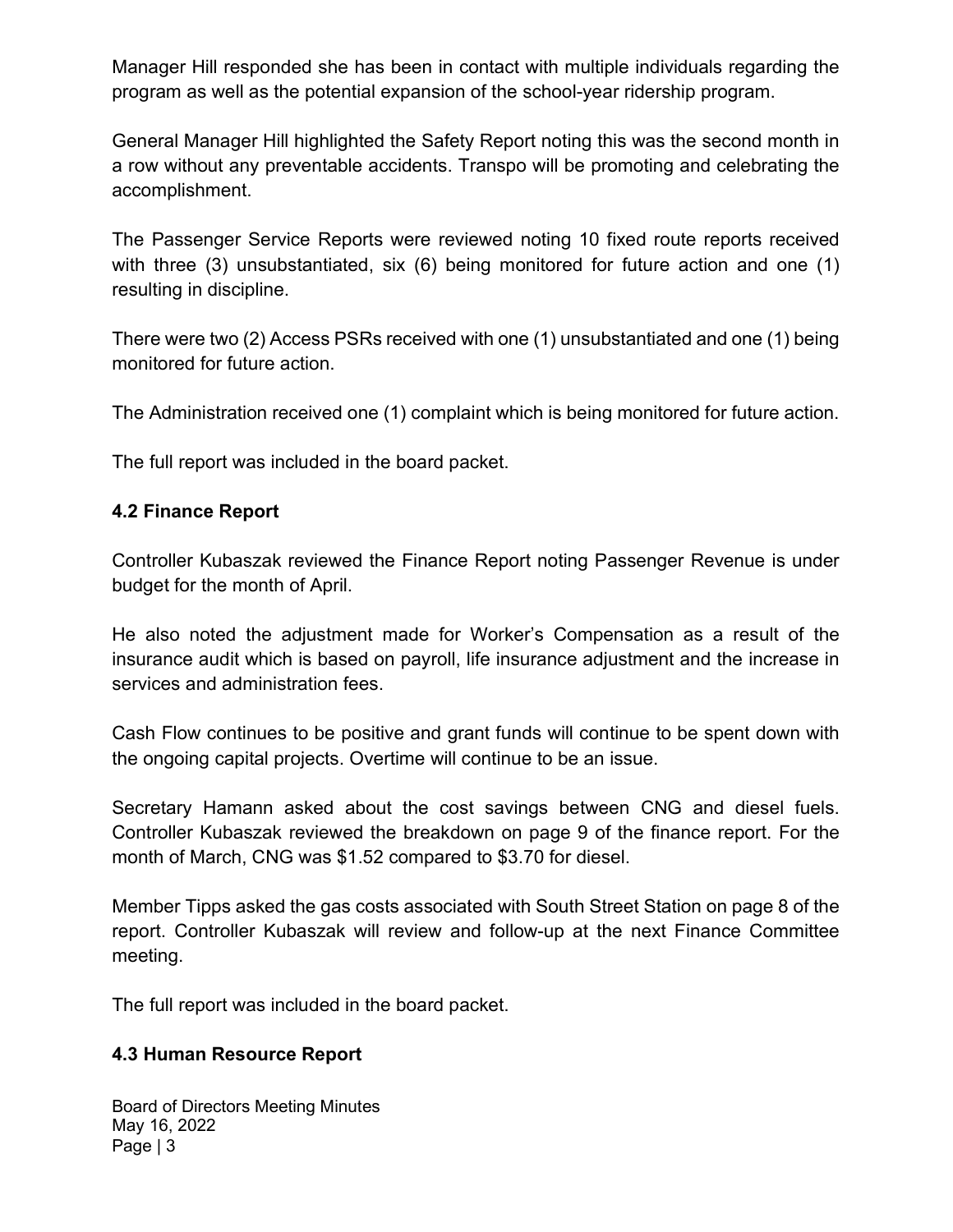Manager Hill responded she has been in contact with multiple individuals regarding the program as well as the potential expansion of the school-year ridership program.

General Manager Hill highlighted the Safety Report noting this was the second month in a row without any preventable accidents. Transpo will be promoting and celebrating the accomplishment.

The Passenger Service Reports were reviewed noting 10 fixed route reports received with three (3) unsubstantiated, six (6) being monitored for future action and one (1) resulting in discipline.

There were two (2) Access PSRs received with one (1) unsubstantiated and one (1) being monitored for future action.

The Administration received one (1) complaint which is being monitored for future action.

The full report was included in the board packet.

### 4.2 Finance Report

Controller Kubaszak reviewed the Finance Report noting Passenger Revenue is under budget for the month of April.

He also noted the adjustment made for Worker's Compensation as a result of the insurance audit which is based on payroll, life insurance adjustment and the increase in services and administration fees.

Cash Flow continues to be positive and grant funds will continue to be spent down with the ongoing capital projects. Overtime will continue to be an issue.

Secretary Hamann asked about the cost savings between CNG and diesel fuels. Controller Kubaszak reviewed the breakdown on page 9 of the finance report. For the month of March, CNG was $1.52 compared to $3.70 for diesel.

Member Tipps asked the gas costs associated with South Street Station on page 8 of the report. Controller Kubaszak will review and follow-up at the next Finance Committee meeting.

The full report was included in the board packet.

### 4.3 Human Resource Report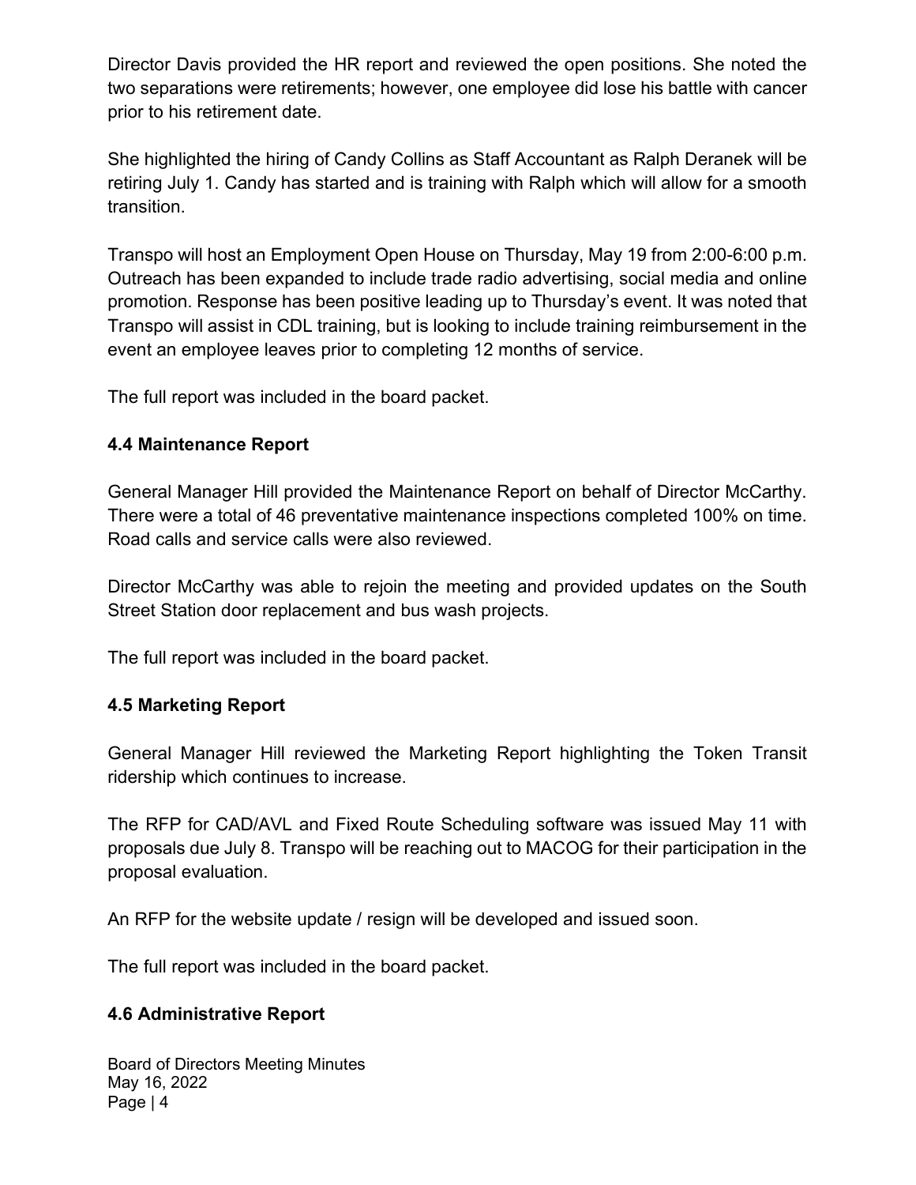Director Davis provided the HR report and reviewed the open positions. She noted the two separations were retirements; however, one employee did lose his battle with cancer prior to his retirement date.

She highlighted the hiring of Candy Collins as Staff Accountant as Ralph Deranek will be retiring July 1. Candy has started and is training with Ralph which will allow for a smooth transition.

Transpo will host an Employment Open House on Thursday, May 19 from 2:00-6:00 p.m. Outreach has been expanded to include trade radio advertising, social media and online promotion. Response has been positive leading up to Thursday's event. It was noted that Transpo will assist in CDL training, but is looking to include training reimbursement in the event an employee leaves prior to completing 12 months of service.

The full report was included in the board packet.

### 4.4 Maintenance Report

General Manager Hill provided the Maintenance Report on behalf of Director McCarthy. There were a total of 46 preventative maintenance inspections completed 100% on time. Road calls and service calls were also reviewed.

Director McCarthy was able to rejoin the meeting and provided updates on the South Street Station door replacement and bus wash projects.

The full report was included in the board packet.

### 4.5 Marketing Report

General Manager Hill reviewed the Marketing Report highlighting the Token Transit ridership which continues to increase.

The RFP for CAD/AVL and Fixed Route Scheduling software was issued May 11 with proposals due July 8. Transpo will be reaching out to MACOG for their participation in the proposal evaluation.

An RFP for the website update / resign will be developed and issued soon.

The full report was included in the board packet.

### 4.6 Administrative Report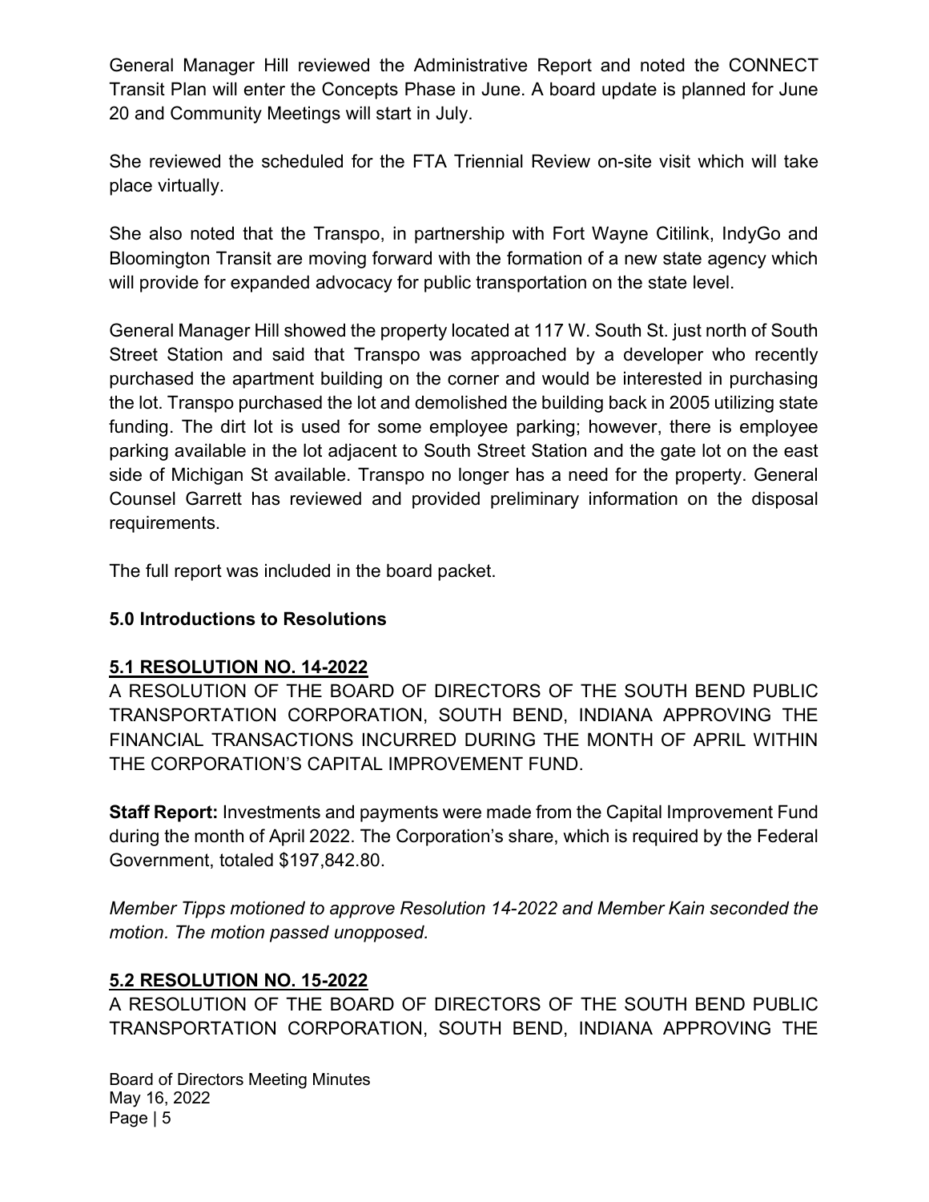General Manager Hill reviewed the Administrative Report and noted the CONNECT Transit Plan will enter the Concepts Phase in June. A board update is planned for June 20 and Community Meetings will start in July.

She reviewed the scheduled for the FTA Triennial Review on-site visit which will take place virtually.

She also noted that the Transpo, in partnership with Fort Wayne Citilink, IndyGo and Bloomington Transit are moving forward with the formation of a new state agency which will provide for expanded advocacy for public transportation on the state level.

General Manager Hill showed the property located at 117 W. South St. just north of South Street Station and said that Transpo was approached by a developer who recently purchased the apartment building on the corner and would be interested in purchasing the lot. Transpo purchased the lot and demolished the building back in 2005 utilizing state funding. The dirt lot is used for some employee parking; however, there is employee parking available in the lot adjacent to South Street Station and the gate lot on the east side of Michigan St available. Transpo no longer has a need for the property. General Counsel Garrett has reviewed and provided preliminary information on the disposal requirements.

The full report was included in the board packet.

## 5.0 Introductions to Resolutions

### 5.1 RESOLUTION NO. 14-2022

A RESOLUTION OF THE BOARD OF DIRECTORS OF THE SOUTH BEND PUBLIC TRANSPORTATION CORPORATION, SOUTH BEND, INDIANA APPROVING THE FINANCIAL TRANSACTIONS INCURRED DURING THE MONTH OF APRIL WITHIN THE CORPORATION'S CAPITAL IMPROVEMENT FUND.

**Staff Report:** Investments and payments were made from the Capital Improvement Fund during the month of April 2022. The Corporation's share, which is required by the Federal Government, totaled $197,842.80.

*Member Tipps motioned to approve Resolution 14-2022 and Member Kain seconded the motion. The motion passed unopposed.*

### 5.2 RESOLUTION NO. 15-2022

A RESOLUTION OF THE BOARD OF DIRECTORS OF THE SOUTH BEND PUBLIC TRANSPORTATION CORPORATION, SOUTH BEND, INDIANA APPROVING THE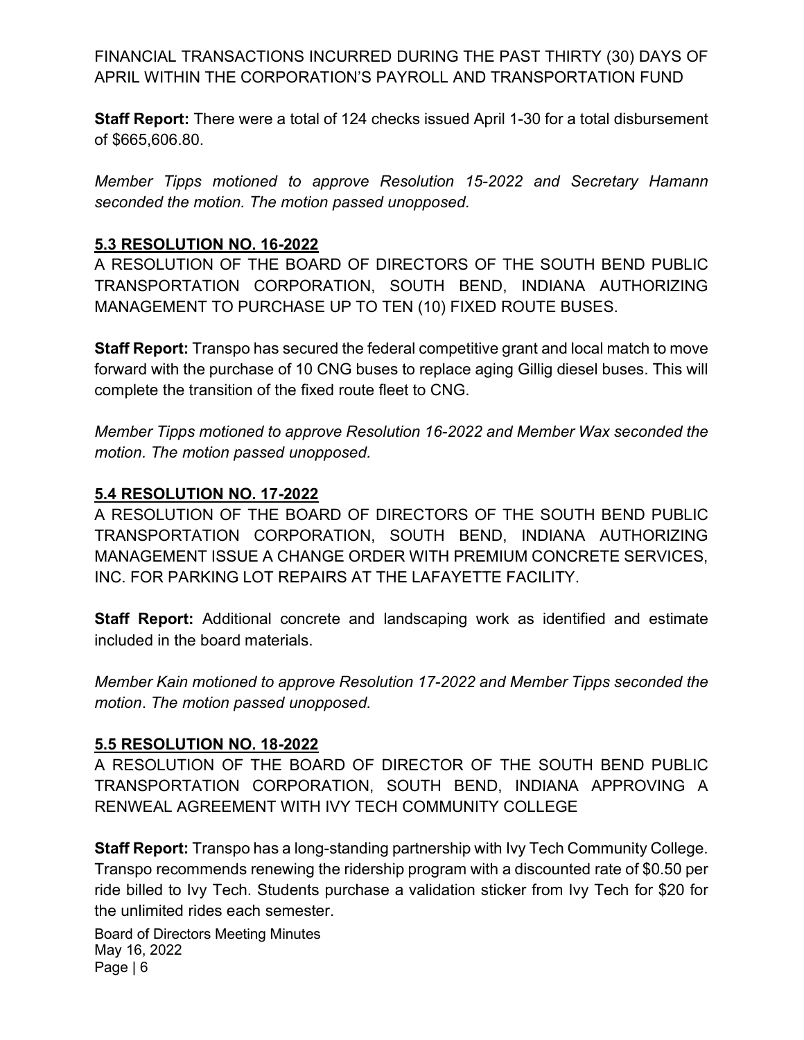FINANCIAL TRANSACTIONS INCURRED DURING THE PAST THIRTY (30) DAYS OF APRIL WITHIN THE CORPORATION'S PAYROLL AND TRANSPORTATION FUND

**Staff Report:** There were a total of 124 checks issued April 1-30 for a total disbursement of $665,606.80.

*Member Tipps motioned to approve Resolution 15-2022 and Secretary Hamann seconded the motion. The motion passed unopposed.*

## 5.3 RESOLUTION NO. 16-2022

A RESOLUTION OF THE BOARD OF DIRECTORS OF THE SOUTH BEND PUBLIC TRANSPORTATION CORPORATION, SOUTH BEND, INDIANA AUTHORIZING MANAGEMENT TO PURCHASE UP TO TEN (10) FIXED ROUTE BUSES.

**Staff Report:** Transpo has secured the federal competitive grant and local match to move forward with the purchase of 10 CNG buses to replace aging Gillig diesel buses. This will complete the transition of the fixed route fleet to CNG.

*Member Tipps motioned to approve Resolution 16-2022 and Member Wax seconded the motion. The motion passed unopposed.*

## 5.4 RESOLUTION NO. 17-2022

A RESOLUTION OF THE BOARD OF DIRECTORS OF THE SOUTH BEND PUBLIC TRANSPORTATION CORPORATION, SOUTH BEND, INDIANA AUTHORIZING MANAGEMENT ISSUE A CHANGE ORDER WITH PREMIUM CONCRETE SERVICES, INC. FOR PARKING LOT REPAIRS AT THE LAFAYETTE FACILITY.

**Staff Report:** Additional concrete and landscaping work as identified and estimate included in the board materials.

*Member Kain motioned to approve Resolution 17-2022 and Member Tipps seconded the motion. The motion passed unopposed.*

## 5.5 RESOLUTION NO. 18-2022

A RESOLUTION OF THE BOARD OF DIRECTOR OF THE SOUTH BEND PUBLIC TRANSPORTATION CORPORATION, SOUTH BEND, INDIANA APPROVING A RENWEAL AGREEMENT WITH IVY TECH COMMUNITY COLLEGE

**Staff Report:** Transpo has a long-standing partnership with Ivy Tech Community College. Transpo recommends renewing the ridership program with a discounted rate of $0.50 per ride billed to Ivy Tech. Students purchase a validation sticker from Ivy Tech for $20 for the unlimited rides each semester.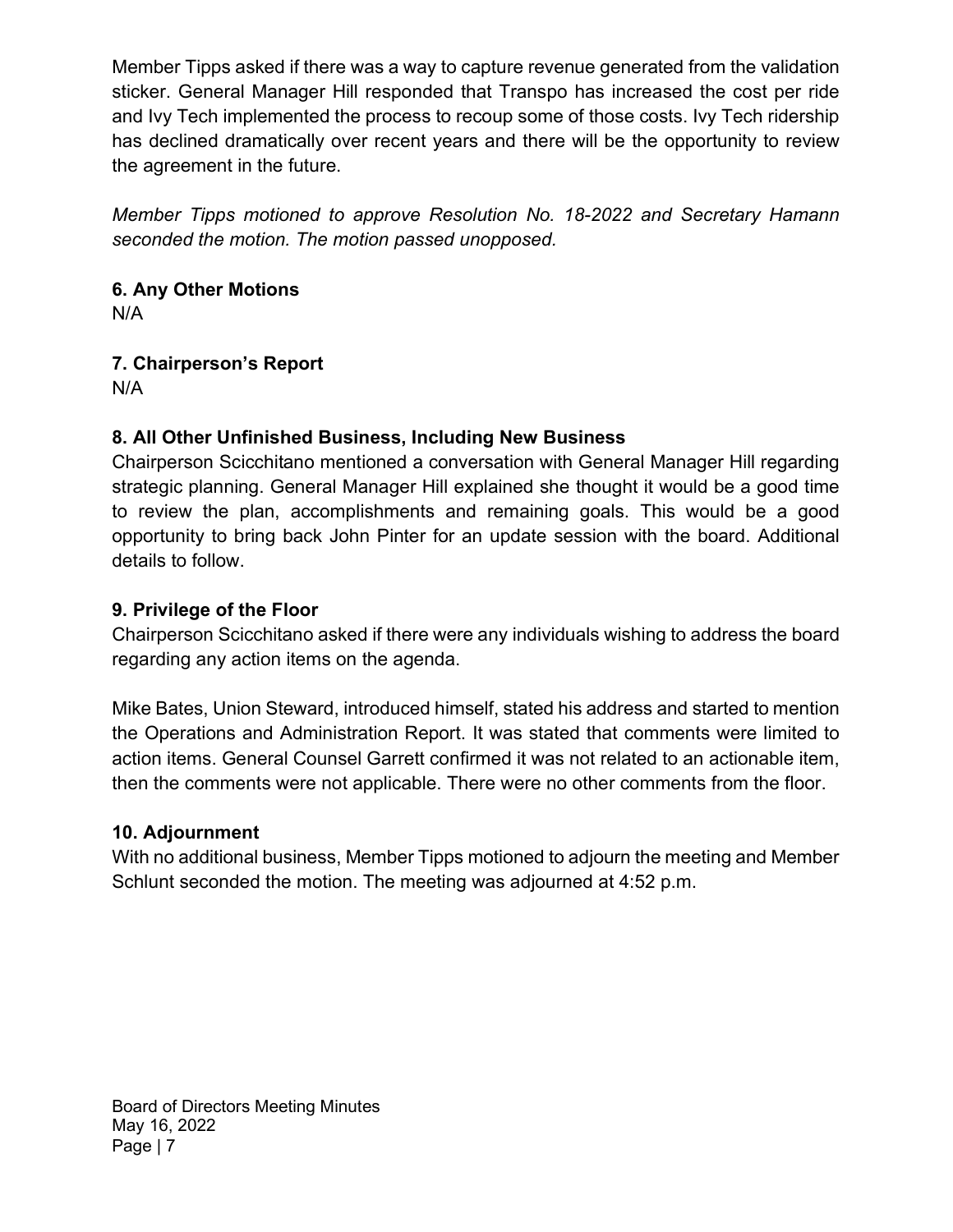Member Tipps asked if there was a way to capture revenue generated from the validation sticker. General Manager Hill responded that Transpo has increased the cost per ride and Ivy Tech implemented the process to recoup some of those costs. Ivy Tech ridership has declined dramatically over recent years and there will be the opportunity to review the agreement in the future.

*Member Tipps motioned to approve Resolution No. 18-2022 and Secretary Hamann seconded the motion. The motion passed unopposed.*

### 6. Any Other Motions

N/A

### 7. Chairperson's Report

N/A

### 8. All Other Unfinished Business, Including New Business

Chairperson Scicchitano mentioned a conversation with General Manager Hill regarding strategic planning. General Manager Hill explained she thought it would be a good time to review the plan, accomplishments and remaining goals. This would be a good opportunity to bring back John Pinter for an update session with the board. Additional details to follow.

### 9. Privilege of the Floor

Chairperson Scicchitano asked if there were any individuals wishing to address the board regarding any action items on the agenda.

Mike Bates, Union Steward, introduced himself, stated his address and started to mention the Operations and Administration Report. It was stated that comments were limited to action items. General Counsel Garrett confirmed it was not related to an actionable item, then the comments were not applicable. There were no other comments from the floor.

### 10. Adjournment

With no additional business, Member Tipps motioned to adjourn the meeting and Member Schlunt seconded the motion. The meeting was adjourned at 4:52 p.m.